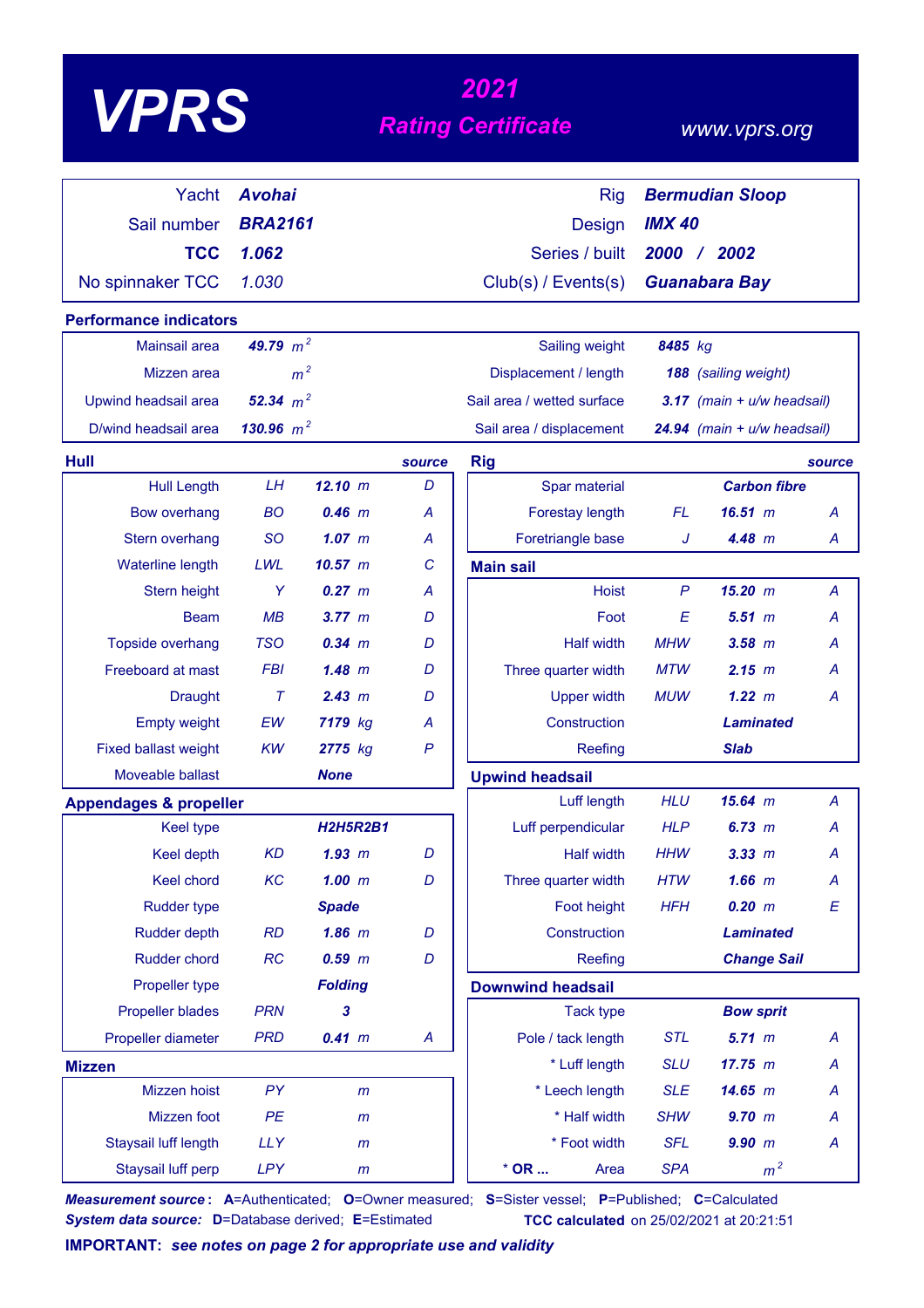# VPRS

## 2021 Rating Certificate

www.vprs.org

| | | | |
|---|---|---|---|
| Yacht | **Avohai** | Rig | **Bermudian Sloop** |
| Sail number | **BRA2161** | Design | **IMX 40** |
| **TCC** | **1.062** | Series / built | **2000 / 2002** |
| No spinnaker TCC | 1.030 | Club(s) / Events(s) | **Guanabara Bay** |

### Performance indicators

| | | | |
|---|---|---|---|
| Mainsail area | **49.79** $m^2$ | Sailing weight | **8485** kg |
| Mizzen area | $m^2$ | Displacement / length | **188** (sailing weight) |
| Upwind headsail area | **52.34** $m^2$ | Sail area / wetted surface | **3.17** (main + u/w headsail) |
| D/wind headsail area | **130.96** $m^2$ | Sail area / displacement | **24.94** (main + u/w headsail) |

### Hull

| | | | source |
|---|---|---|---|
| Hull Length | LH | **12.10** m | D |
| Bow overhang | BO | **0.46** m | A |
| Stern overhang | SO | **1.07** m | A |
| Waterline length | LWL | **10.57** m | C |
| Stern height | Y | **0.27** m | A |
| Beam | MB | **3.77** m | D |
| Topside overhang | TSO | **0.34** m | D |
| Freeboard at mast | FBI | **1.48** m | D |
| Draught | T | **2.43** m | D |
| Empty weight | EW | **7179** kg | A |
| Fixed ballast weight | KW | **2775** kg | P |
| Moveable ballast | | **None** | |

### Appendages & propeller

| | | | |
|---|---|---|---|
| Keel type | | **H2H5R2B1** | |
| Keel depth | KD | **1.93** m | D |
| Keel chord | KC | **1.00** m | D |
| Rudder type | | **Spade** | |
| Rudder depth | RD | **1.86** m | D |
| Rudder chord | RC | **0.59** m | D |
| Propeller type | | **Folding** | |
| Propeller blades | PRN | **3** | |
| Propeller diameter | PRD | **0.41** m | A |

### Mizzen

| | | | |
|---|---|---|---|
| Mizzen hoist | PY | m | |
| Mizzen foot | PE | m | |
| Staysail luff length | LLY | m | |
| Staysail luff perp | LPY | m | |

### Rig

| | | | source |
|---|---|---|---|
| Spar material | | **Carbon fibre** | |
| Forestay length | FL | **16.51** m | A |
| Foretriangle base | J | **4.48** m | A |

### Main sail

| | | | |
|---|---|---|---|
| Hoist | P | **15.20** m | A |
| Foot | E | **5.51** m | A |
| Half width | MHW | **3.58** m | A |
| Three quarter width | MTW | **2.15** m | A |
| Upper width | MUW | **1.22** m | A |
| Construction | | **Laminated** | |
| Reefing | | **Slab** | |

### Upwind headsail

| | | | |
|---|---|---|---|
| Luff length | HLU | **15.64** m | A |
| Luff perpendicular | HLP | **6.73** m | A |
| Half width | HHW | **3.33** m | A |
| Three quarter width | HTW | **1.66** m | A |
| Foot height | HFH | **0.20** m | E |
| Construction | | **Laminated** | |
| Reefing | | **Change Sail** | |

### Downwind headsail

| | | | |
|---|---|---|---|
| Tack type | | **Bow sprit** | |
| Pole / tack length | STL | **5.71** m | A |
| * Luff length | SLU | **17.75** m | A |
| * Leech length | SLE | **14.65** m | A |
| * Half width | SHW | **9.70** m | A |
| * Foot width | SFL | **9.90** m | A |
| * OR ... Area | SPA | $m^2$ | |

***Measurement source*: A**=Authenticated; **O**=Owner measured; **S**=Sister vessel; **P**=Published; **C**=Calculated

***System data source:* D**=Database derived; **E**=Estimated

**TCC calculated** on 25/02/2021 at 20:21:51

**IMPORTANT:** ***see notes on page 2 for appropriate use and validity***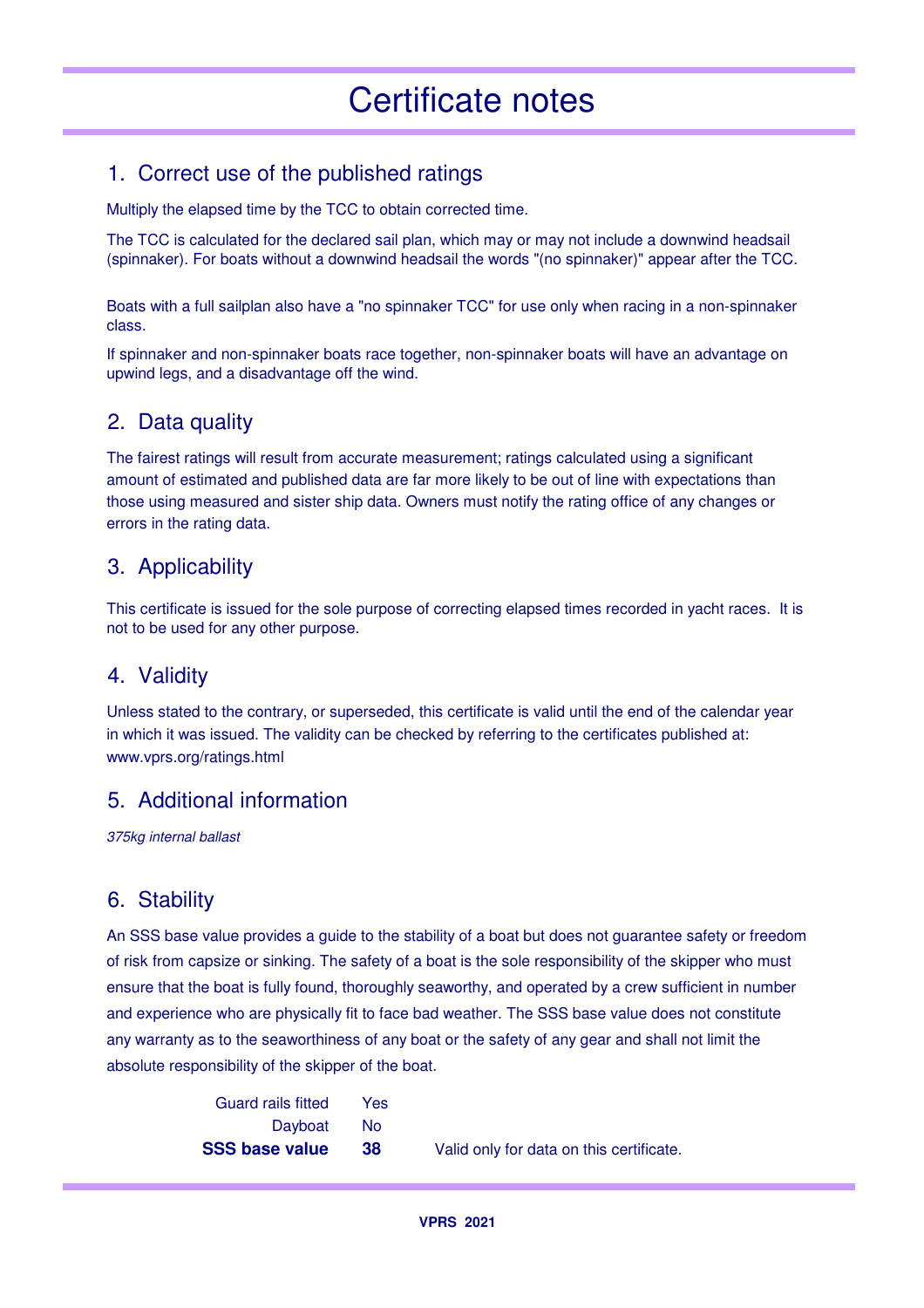# Certificate notes

## 1. Correct use of the published ratings

Multiply the elapsed time by the TCC to obtain corrected time.

The TCC is calculated for the declared sail plan, which may or may not include a downwind headsail (spinnaker). For boats without a downwind headsail the words "(no spinnaker)" appear after the TCC.

Boats with a full sailplan also have a "no spinnaker TCC" for use only when racing in a non-spinnaker class.

If spinnaker and non-spinnaker boats race together, non-spinnaker boats will have an advantage on upwind legs, and a disadvantage off the wind.

## 2. Data quality

The fairest ratings will result from accurate measurement; ratings calculated using a significant amount of estimated and published data are far more likely to be out of line with expectations than those using measured and sister ship data. Owners must notify the rating office of any changes or errors in the rating data.

## 3. Applicability

This certificate is issued for the sole purpose of correcting elapsed times recorded in yacht races. It is not to be used for any other purpose.

## 4. Validity

Unless stated to the contrary, or superseded, this certificate is valid until the end of the calendar year in which it was issued. The validity can be checked by referring to the certificates published at: www.vprs.org/ratings.html

## 5. Additional information

*375kg internal ballast*

## 6. Stability

An SSS base value provides a guide to the stability of a boat but does not guarantee safety or freedom of risk from capsize or sinking. The safety of a boat is the sole responsibility of the skipper who must ensure that the boat is fully found, thoroughly seaworthy, and operated by a crew sufficient in number and experience who are physically fit to face bad weather. The SSS base value does not constitute any warranty as to the seaworthiness of any boat or the safety of any gear and shall not limit the absolute responsibility of the skipper of the boat.

| | | |
|---|---|---|
| Guard rails fitted | Yes | |
| Dayboat | No | |
| **SSS base value** | **38** | Valid only for data on this certificate. |

**VPRS 2021**